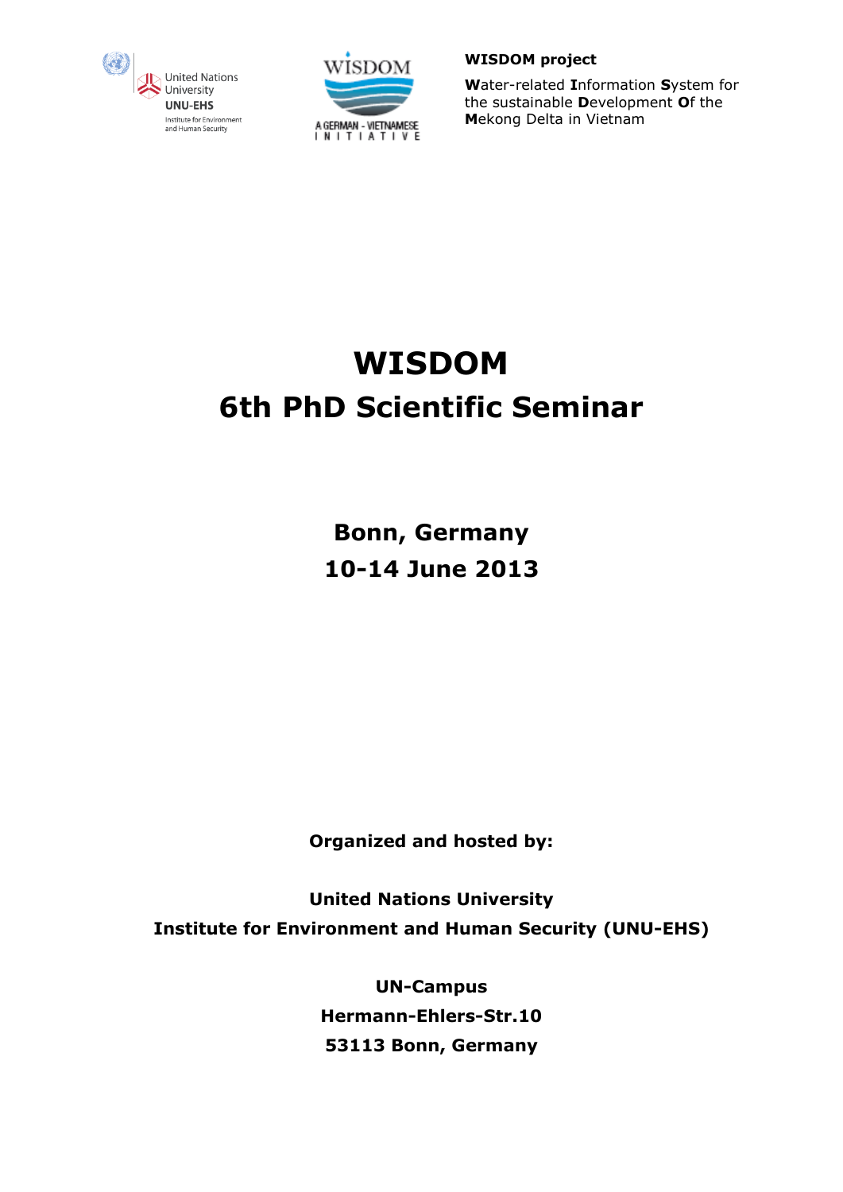United Nations University
UNU-EHS
Institute for Environment and Human Security

WISDOM
A GERMAN - VIETNAMESE INITIATIVE

**WISDOM project**

**W**ater-related **I**nformation **S**ystem for the sustainable **D**evelopment **O**f the **M**ekong Delta in Vietnam

# WISDOM
# 6th PhD Scientific Seminar

## Bonn, Germany
## 10-14 June 2013

**Organized and hosted by:**

**United Nations University**
**Institute for Environment and Human Security (UNU-EHS)**

**UN-Campus**
**Hermann-Ehlers-Str.10**
**53113 Bonn, Germany**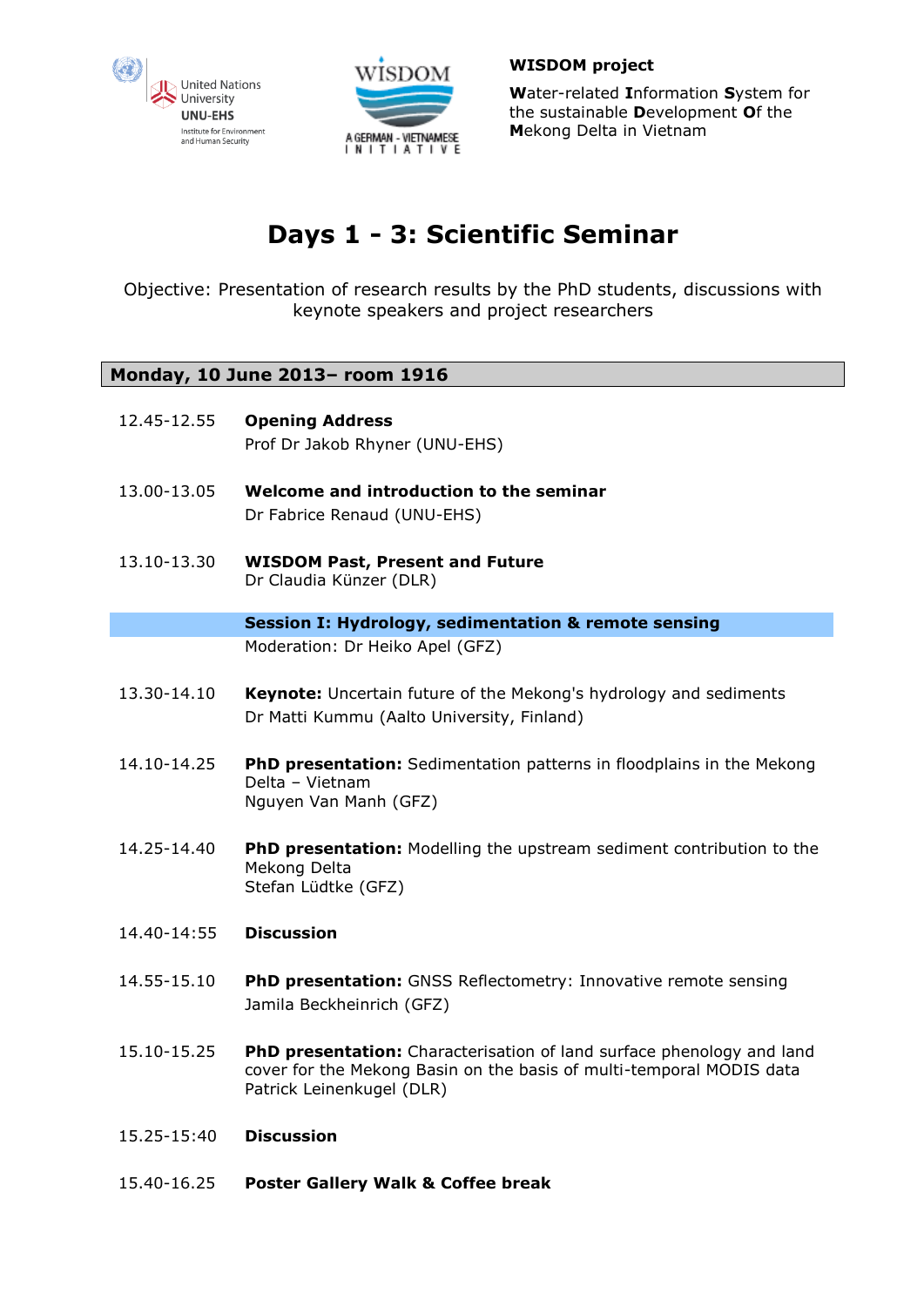**WISDOM project**

**W**ater-related **I**nformation **S**ystem for the sustainable **D**evelopment **O**f the **M**ekong Delta in Vietnam

# Days 1 - 3: Scientific Seminar

Objective: Presentation of research results by the PhD students, discussions with keynote speakers and project researchers

## Monday, 10 June 2013– room 1916

12.45-12.55 **Opening Address**
Prof Dr Jakob Rhyner (UNU-EHS)

13.00-13.05 **Welcome and introduction to the seminar**
Dr Fabrice Renaud (UNU-EHS)

13.10-13.30 **WISDOM Past, Present and Future**
Dr Claudia Künzer (DLR)

### Session I: Hydrology, sedimentation & remote sensing

Moderation: Dr Heiko Apel (GFZ)

13.30-14.10 **Keynote:** Uncertain future of the Mekong's hydrology and sediments
Dr Matti Kummu (Aalto University, Finland)

14.10-14.25 **PhD presentation:** Sedimentation patterns in floodplains in the Mekong Delta – Vietnam
Nguyen Van Manh (GFZ)

14.25-14.40 **PhD presentation:** Modelling the upstream sediment contribution to the Mekong Delta
Stefan Lüdtke (GFZ)

14.40-14:55 **Discussion**

14.55-15.10 **PhD presentation:** GNSS Reflectometry: Innovative remote sensing
Jamila Beckheinrich (GFZ)

15.10-15.25 **PhD presentation:** Characterisation of land surface phenology and land cover for the Mekong Basin on the basis of multi-temporal MODIS data
Patrick Leinenkugel (DLR)

15.25-15:40 **Discussion**

15.40-16.25 **Poster Gallery Walk & Coffee break**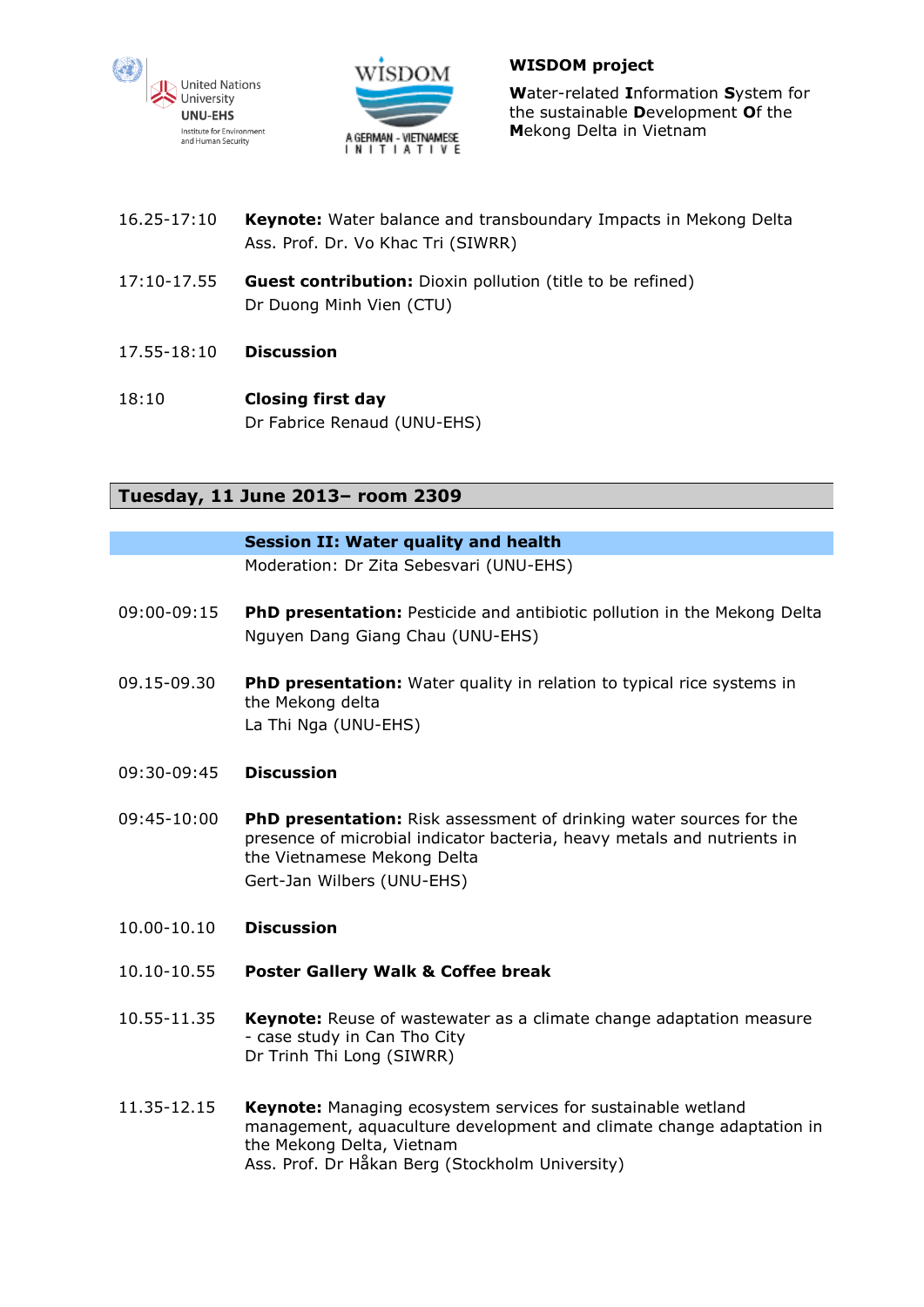| | |
|---|---|
| 16.25-17:10 | **Keynote:** Water balance and transboundary Impacts in Mekong Delta<br>Ass. Prof. Dr. Vo Khac Tri (SIWRR) |
| 17:10-17.55 | **Guest contribution:** Dioxin pollution (title to be refined)<br>Dr Duong Minh Vien (CTU) |
| 17.55-18:10 | **Discussion** |
| 18:10 | **Closing first day**<br>Dr Fabrice Renaud (UNU-EHS) |

## Tuesday, 11 June 2013– room 2309

### Session II: Water quality and health

Moderation: Dr Zita Sebesvari (UNU-EHS)

| | |
|---|---|
| 09:00-09:15 | **PhD presentation:** Pesticide and antibiotic pollution in the Mekong Delta<br>Nguyen Dang Giang Chau (UNU-EHS) |
| 09.15-09.30 | **PhD presentation:** Water quality in relation to typical rice systems in the Mekong delta<br>La Thi Nga (UNU-EHS) |
| 09:30-09:45 | **Discussion** |
| 09:45-10:00 | **PhD presentation:** Risk assessment of drinking water sources for the presence of microbial indicator bacteria, heavy metals and nutrients in the Vietnamese Mekong Delta<br>Gert-Jan Wilbers (UNU-EHS) |
| 10.00-10.10 | **Discussion** |
| 10.10-10.55 | **Poster Gallery Walk & Coffee break** |
| 10.55-11.35 | **Keynote:** Reuse of wastewater as a climate change adaptation measure - case study in Can Tho City<br>Dr Trinh Thi Long (SIWRR) |
| 11.35-12.15 | **Keynote:** Managing ecosystem services for sustainable wetland management, aquaculture development and climate change adaptation in the Mekong Delta, Vietnam<br>Ass. Prof. Dr Håkan Berg (Stockholm University) |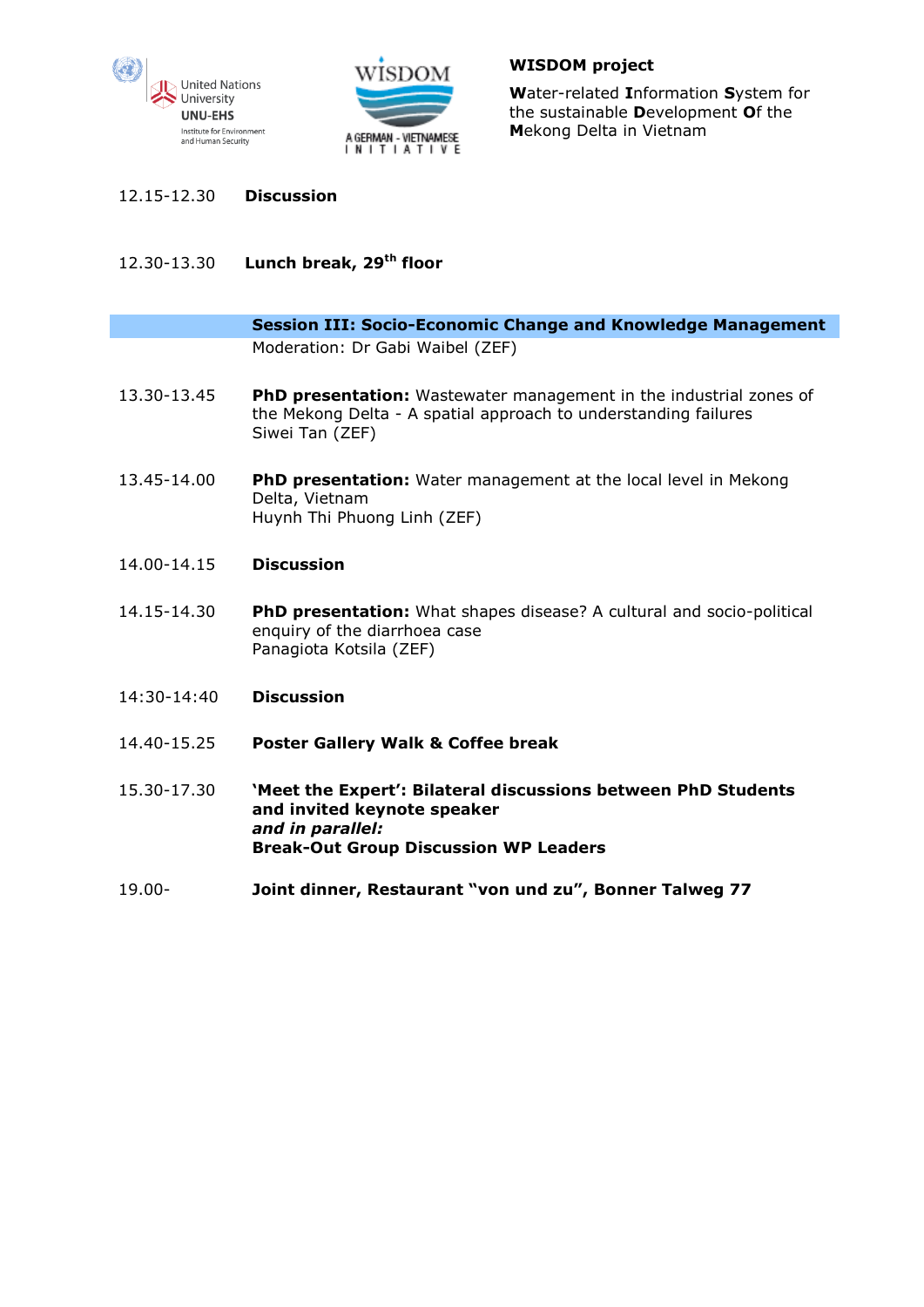**WISDOM project**

**W**ater-related **I**nformation **S**ystem for the sustainable **D**evelopment **O**f the **M**ekong Delta in Vietnam

12.15-12.30 **Discussion**

12.30-13.30 **Lunch break, 29th floor**

## Session III: Socio-Economic Change and Knowledge Management

Moderation: Dr Gabi Waibel (ZEF)

13.30-13.45 **PhD presentation:** Wastewater management in the industrial zones of the Mekong Delta - A spatial approach to understanding failures
Siwei Tan (ZEF)

13.45-14.00 **PhD presentation:** Water management at the local level in Mekong Delta, Vietnam
Huynh Thi Phuong Linh (ZEF)

14.00-14.15 **Discussion**

14.15-14.30 **PhD presentation:** What shapes disease? A cultural and socio-political enquiry of the diarrhoea case
Panagiota Kotsila (ZEF)

14:30-14:40 **Discussion**

14.40-15.25 **Poster Gallery Walk & Coffee break**

15.30-17.30 **'Meet the Expert': Bilateral discussions between PhD Students and invited keynote speaker**
***and in parallel:***
**Break-Out Group Discussion WP Leaders**

19.00- **Joint dinner, Restaurant "von und zu", Bonner Talweg 77**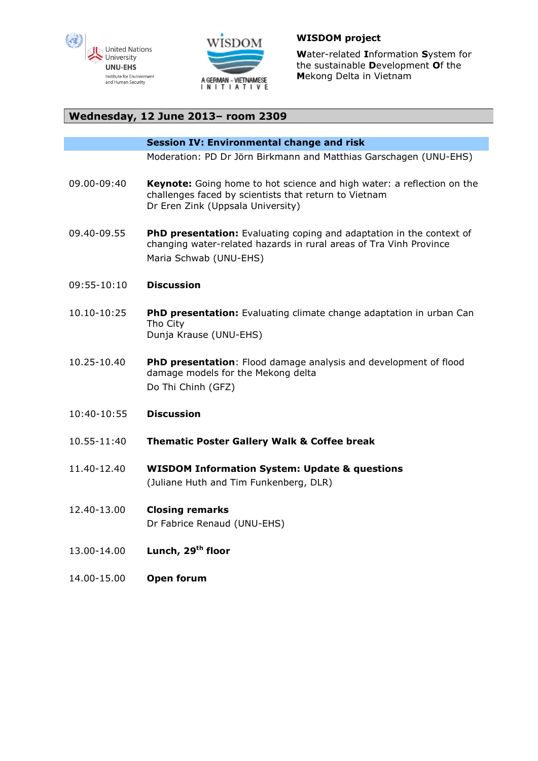United Nations University
UNU-EHS
Institute for Environment and Human Security

WISDOM
A GERMAN - VIETNAMESE INITIATIVE

**WISDOM project**

**W**ater-related **I**nformation **S**ystem for the sustainable **D**evelopment **O**f the **M**ekong Delta in Vietnam

## Wednesday, 12 June 2013– room 2309

### Session IV: Environmental change and risk

Moderation: PD Dr Jörn Birkmann and Matthias Garschagen (UNU-EHS)

| | |
|---|---|
| 09.00-09:40 | **Keynote:** Going home to hot science and high water: a reflection on the challenges faced by scientists that return to Vietnam<br>Dr Eren Zink (Uppsala University) |
| 09.40-09.55 | **PhD presentation:** Evaluating coping and adaptation in the context of changing water-related hazards in rural areas of Tra Vinh Province<br>Maria Schwab (UNU-EHS) |
| 09:55-10:10 | **Discussion** |
| 10.10-10:25 | **PhD presentation:** Evaluating climate change adaptation in urban Can Tho City<br>Dunja Krause (UNU-EHS) |
| 10.25-10.40 | **PhD presentation**: Flood damage analysis and development of flood damage models for the Mekong delta<br>Do Thi Chinh (GFZ) |
| 10:40-10:55 | **Discussion** |
| 10.55-11:40 | **Thematic Poster Gallery Walk & Coffee break** |
| 11.40-12.40 | **WISDOM Information System: Update & questions**<br>(Juliane Huth and Tim Funkenberg, DLR) |
| 12.40-13.00 | **Closing remarks**<br>Dr Fabrice Renaud (UNU-EHS) |
| 13.00-14.00 | **Lunch, 29th floor** |
| 14.00-15.00 | **Open forum** |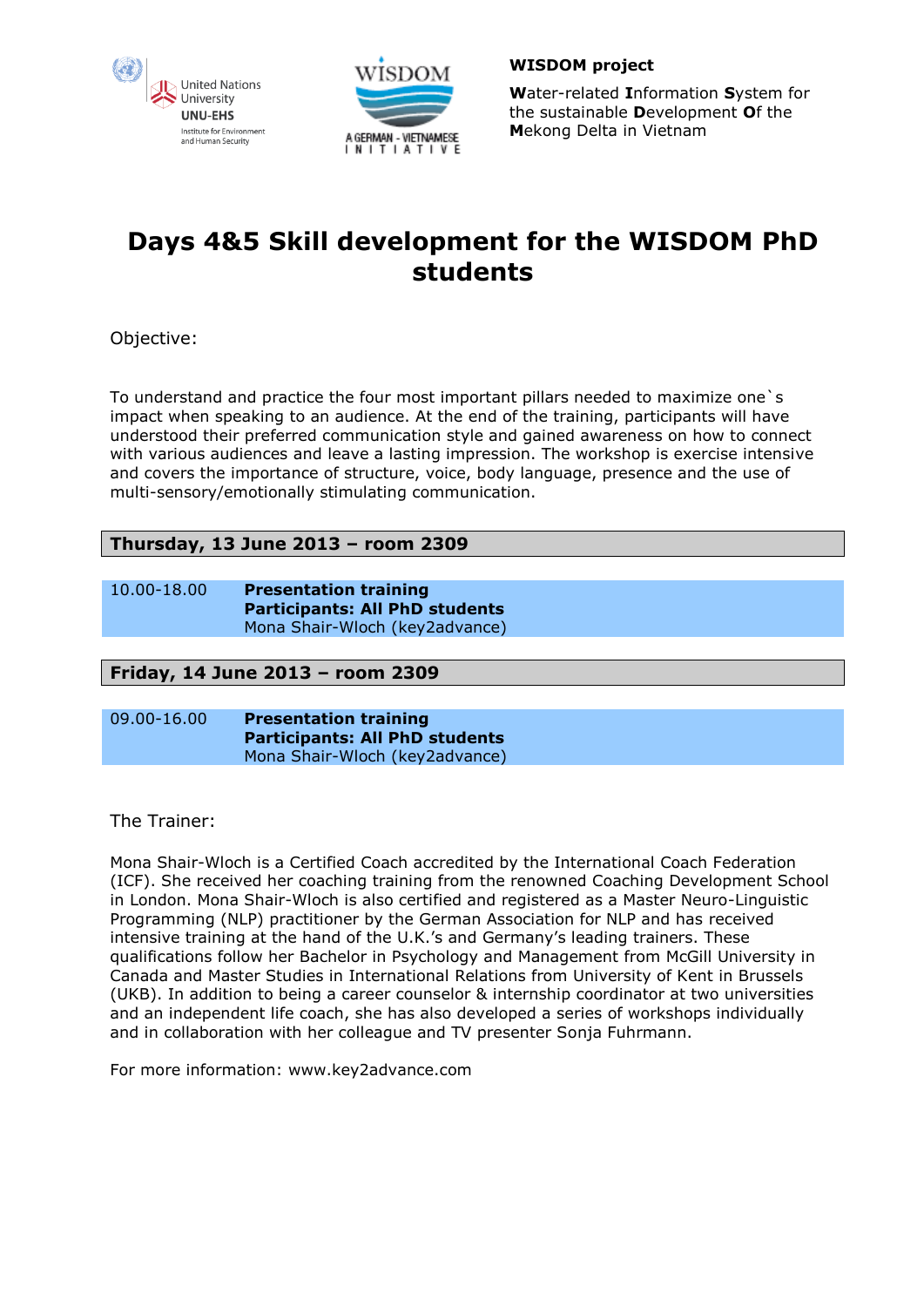United Nations University
UNU-EHS
Institute for Environment and Human Security

WISDOM
A GERMAN - VIETNAMESE INITIATIVE

**WISDOM project**

**W**ater-related **I**nformation **S**ystem for the sustainable **D**evelopment **O**f the **M**ekong Delta in Vietnam

# Days 4&5 Skill development for the WISDOM PhD students

Objective:

To understand and practice the four most important pillars needed to maximize one`s impact when speaking to an audience. At the end of the training, participants will have understood their preferred communication style and gained awareness on how to connect with various audiences and leave a lasting impression. The workshop is exercise intensive and covers the importance of structure, voice, body language, presence and the use of multi-sensory/emotionally stimulating communication.

**Thursday, 13 June 2013 – room 2309**

| | |
|---|---|
| 10.00-18.00 | **Presentation training**<br>**Participants: All PhD students**<br>Mona Shair-Wloch (key2advance) |

**Friday, 14 June 2013 – room 2309**

| | |
|---|---|
| 09.00-16.00 | **Presentation training**<br>**Participants: All PhD students**<br>Mona Shair-Wloch (key2advance) |

The Trainer:

Mona Shair-Wloch is a Certified Coach accredited by the International Coach Federation (ICF). She received her coaching training from the renowned Coaching Development School in London. Mona Shair-Wloch is also certified and registered as a Master Neuro-Linguistic Programming (NLP) practitioner by the German Association for NLP and has received intensive training at the hand of the U.K.'s and Germany's leading trainers. These qualifications follow her Bachelor in Psychology and Management from McGill University in Canada and Master Studies in International Relations from University of Kent in Brussels (UKB). In addition to being a career counselor & internship coordinator at two universities and an independent life coach, she has also developed a series of workshops individually and in collaboration with her colleague and TV presenter Sonja Fuhrmann.

For more information: www.key2advance.com